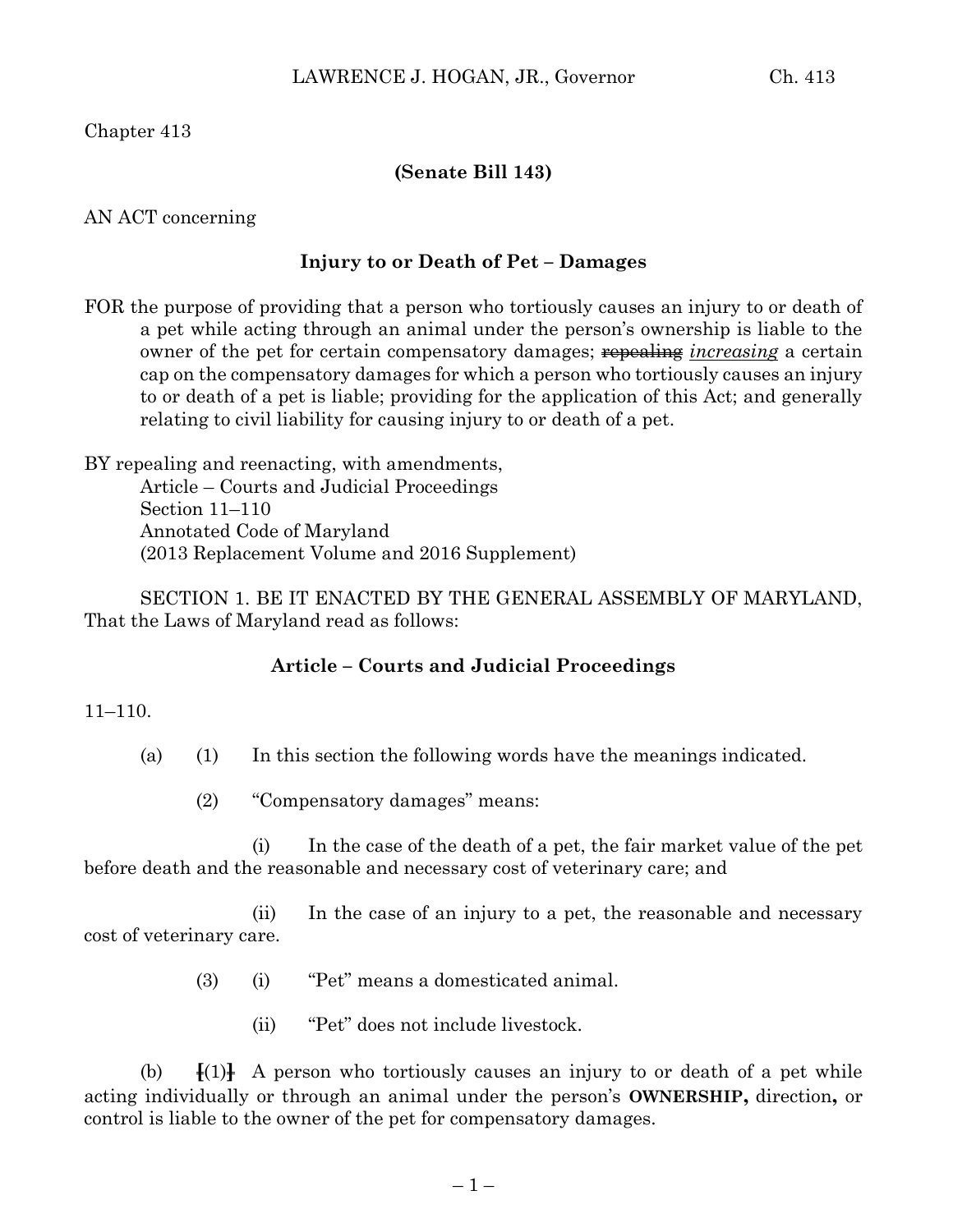Chapter 413

**(Senate Bill 143)**

AN ACT concerning

## Injury to or Death of Pet – Damages

FOR the purpose of providing that a person who tortiously causes an injury to or death of a pet while acting through an animal under the person's ownership is liable to the owner of the pet for certain compensatory damages; ~~repealing~~ *increasing* a certain cap on the compensatory damages for which a person who tortiously causes an injury to or death of a pet is liable; providing for the application of this Act; and generally relating to civil liability for causing injury to or death of a pet.

BY repealing and reenacting, with amendments,
Article – Courts and Judicial Proceedings
Section 11–110
Annotated Code of Maryland
(2013 Replacement Volume and 2016 Supplement)

SECTION 1. BE IT ENACTED BY THE GENERAL ASSEMBLY OF MARYLAND, That the Laws of Maryland read as follows:

**Article – Courts and Judicial Proceedings**

11–110.

(a) (1) In this section the following words have the meanings indicated.

(2) "Compensatory damages" means:

(i) In the case of the death of a pet, the fair market value of the pet before death and the reasonable and necessary cost of veterinary care; and

(ii) In the case of an injury to a pet, the reasonable and necessary cost of veterinary care.

(3) (i) "Pet" means a domesticated animal.

(ii) "Pet" does not include livestock.

(b) ~~[(1)]~~ A person who tortiously causes an injury to or death of a pet while acting individually or through an animal under the person's **OWNERSHIP,** direction**,** or control is liable to the owner of the pet for compensatory damages.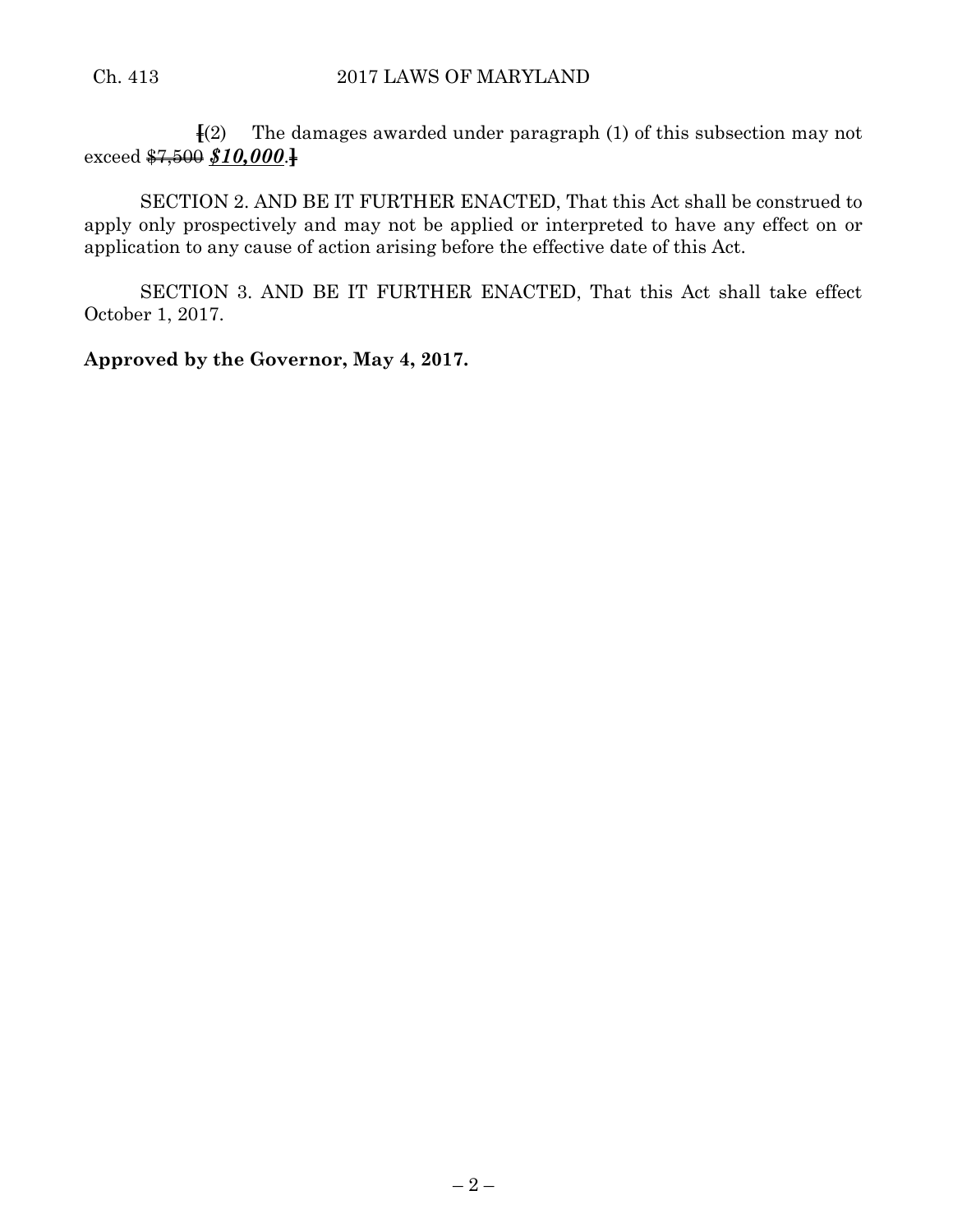[(2) The damages awarded under paragraph (1) of this subsection may not exceed ~~$7,500~~ ***$10,000***.]

SECTION 2. AND BE IT FURTHER ENACTED, That this Act shall be construed to apply only prospectively and may not be applied or interpreted to have any effect on or application to any cause of action arising before the effective date of this Act.

SECTION 3. AND BE IT FURTHER ENACTED, That this Act shall take effect October 1, 2017.

**Approved by the Governor, May 4, 2017.**